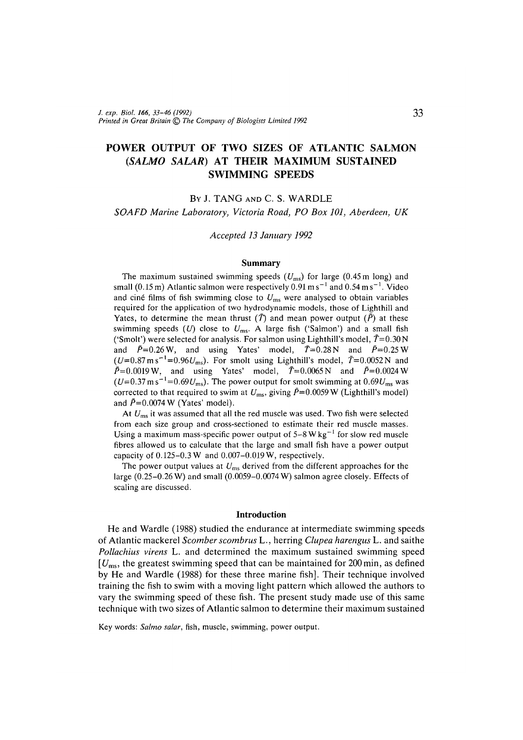# POWER OUTPUT OF TWO SIZES OF ATLANTIC SALMON (*SALMO SALAR*) AT THEIR MAXIMUM SUSTAINED SWIMMING SPEEDS

By J. Tang and C. S. Wardle

*SOAFD Marine Laboratory, Victoria Road, PO Box 101, Aberdeen, UK*

*Accepted 13 January 1992*

## Summary

The maximum sustained swimming speeds ($U_{ms}$) for large (0.45 m long) and small (0.15 m) Atlantic salmon were respectively 0.91 m s$^{-1}$ and 0.54 m s$^{-1}$. Video and ciné films of fish swimming close to $U_{ms}$ were analysed to obtain variables required for the application of two hydrodynamic models, those of Lighthill and Yates, to determine the mean thrust ($\bar{T}$) and mean power output ($\bar{P}$) at these swimming speeds ($U$) close to $U_{ms}$. A large fish ('Salmon') and a small fish ('Smolt') were selected for analysis. For salmon using Lighthill's model, $\bar{T}$=0.30 N and $\bar{P}$=0.26 W, and using Yates' model, $\bar{T}$=0.28 N and $\bar{P}$=0.25 W ($U$=0.87 m s$^{-1}$=0.96$U_{ms}$). For smolt using Lighthill's model, $\bar{T}$=0.0052 N and $\bar{P}$=0.0019 W, and using Yates' model, $\bar{T}$=0.0065 N and $\bar{P}$=0.0024 W ($U$=0.37 m s$^{-1}$=0.69$U_{ms}$). The power output for smolt swimming at 0.69$U_{ms}$ was corrected to that required to swim at $U_{ms}$, giving $\bar{P}$=0.0059 W (Lighthill's model) and $\bar{P}$=0.0074 W (Yates' model).

At $U_{ms}$ it was assumed that all the red muscle was used. Two fish were selected from each size group and cross-sectioned to estimate their red muscle masses. Using a maximum mass-specific power output of 5–8 W kg$^{-1}$ for slow red muscle fibres allowed us to calculate that the large and small fish have a power output capacity of 0.125–0.3 W and 0.007–0.019 W, respectively.

The power output values at $U_{ms}$ derived from the different approaches for the large (0.25–0.26 W) and small (0.0059–0.0074 W) salmon agree closely. Effects of scaling are discussed.

## Introduction

He and Wardle (1988) studied the endurance at intermediate swimming speeds of Atlantic mackerel *Scomber scombrus* L., herring *Clupea harengus* L. and saithe *Pollachius virens* L. and determined the maximum sustained swimming speed [$U_{ms}$, the greatest swimming speed that can be maintained for 200 min, as defined by He and Wardle (1988) for these three marine fish]. Their technique involved training the fish to swim with a moving light pattern which allowed the authors to vary the swimming speed of these fish. The present study made use of this same technique with two sizes of Atlantic salmon to determine their maximum sustained

Key words: *Salmo salar*, fish, muscle, swimming, power output.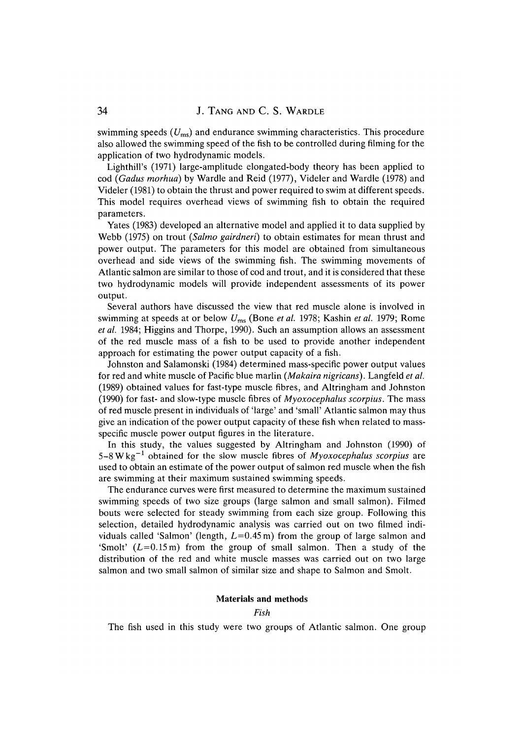swimming speeds ($U_{ms}$) and endurance swimming characteristics. This procedure also allowed the swimming speed of the fish to be controlled during filming for the application of two hydrodynamic models.

Lighthill's (1971) large-amplitude elongated-body theory has been applied to cod (*Gadus morhua*) by Wardle and Reid (1977), Videler and Wardle (1978) and Videler (1981) to obtain the thrust and power required to swim at different speeds. This model requires overhead views of swimming fish to obtain the required parameters.

Yates (1983) developed an alternative model and applied it to data supplied by Webb (1975) on trout (*Salmo gairdneri*) to obtain estimates for mean thrust and power output. The parameters for this model are obtained from simultaneous overhead and side views of the swimming fish. The swimming movements of Atlantic salmon are similar to those of cod and trout, and it is considered that these two hydrodynamic models will provide independent assessments of its power output.

Several authors have discussed the view that red muscle alone is involved in swimming at speeds at or below $U_{ms}$ (Bone *et al.* 1978; Kashin *et al.* 1979; Rome *et al.* 1984; Higgins and Thorpe, 1990). Such an assumption allows an assessment of the red muscle mass of a fish to be used to provide another independent approach for estimating the power output capacity of a fish.

Johnston and Salamonski (1984) determined mass-specific power output values for red and white muscle of Pacific blue marlin (*Makaira nigricans*). Langfeld *et al.* (1989) obtained values for fast-type muscle fibres, and Altringham and Johnston (1990) for fast- and slow-type muscle fibres of *Myoxocephalus scorpius*. The mass of red muscle present in individuals of 'large' and 'small' Atlantic salmon may thus give an indication of the power output capacity of these fish when related to mass-specific muscle power output figures in the literature.

In this study, the values suggested by Altringham and Johnston (1990) of $5\text{–}8\,\mathrm{W\,kg^{-1}}$ obtained for the slow muscle fibres of *Myoxocephalus scorpius* are used to obtain an estimate of the power output of salmon red muscle when the fish are swimming at their maximum sustained swimming speeds.

The endurance curves were first measured to determine the maximum sustained swimming speeds of two size groups (large salmon and small salmon). Filmed bouts were selected for steady swimming from each size group. Following this selection, detailed hydrodynamic analysis was carried out on two filmed individuals called 'Salmon' (length, $L$=0.45 m) from the group of large salmon and 'Smolt' ($L$=0.15 m) from the group of small salmon. Then a study of the distribution of the red and white muscle masses was carried out on two large salmon and two small salmon of similar size and shape to Salmon and Smolt.

## Materials and methods

### *Fish*

The fish used in this study were two groups of Atlantic salmon. One group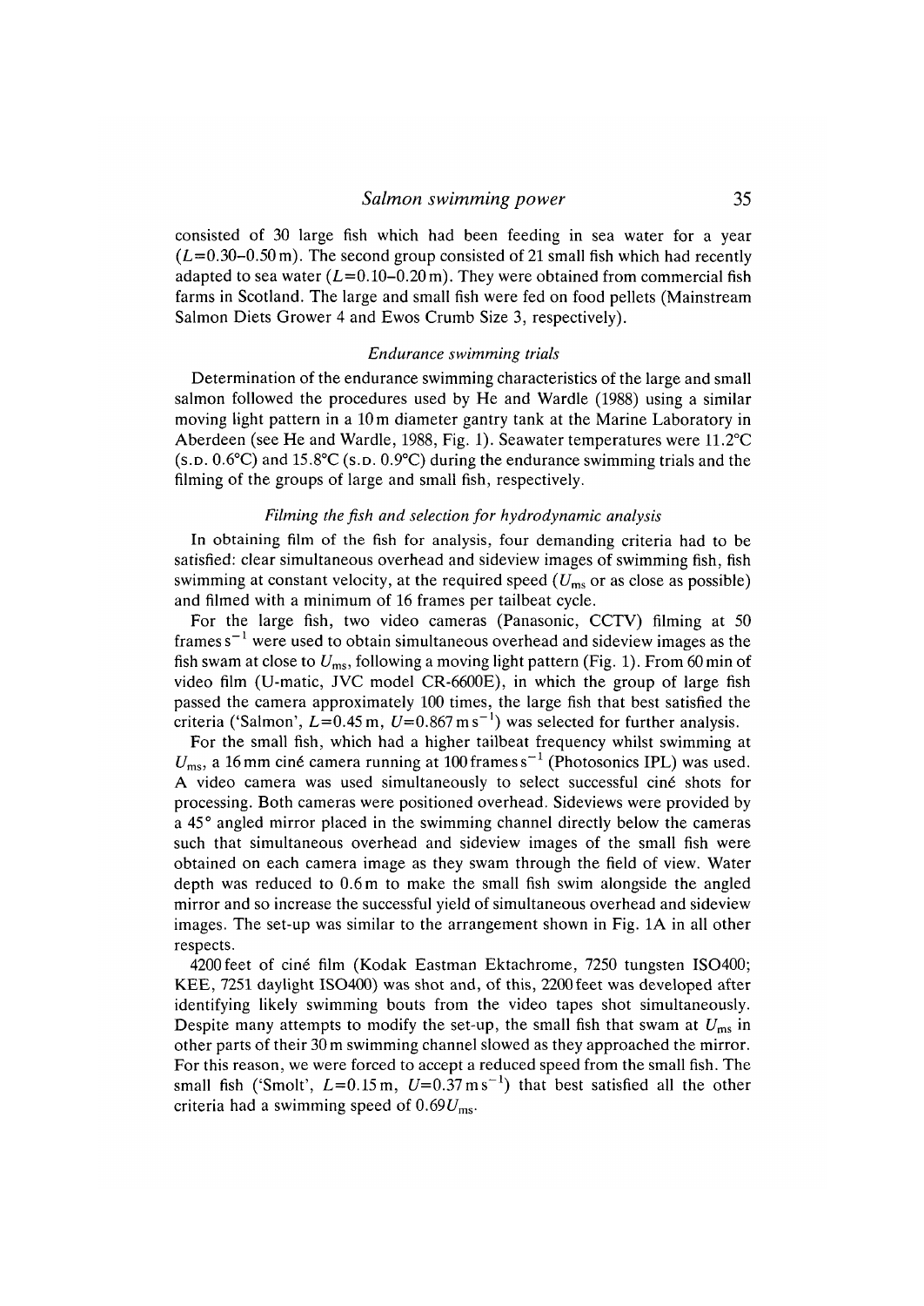consisted of 30 large fish which had been feeding in sea water for a year ($L$=0.30–0.50 m). The second group consisted of 21 small fish which had recently adapted to sea water ($L$=0.10–0.20 m). They were obtained from commercial fish farms in Scotland. The large and small fish were fed on food pellets (Mainstream Salmon Diets Grower 4 and Ewos Crumb Size 3, respectively).

### *Endurance swimming trials*

Determination of the endurance swimming characteristics of the large and small salmon followed the procedures used by He and Wardle (1988) using a similar moving light pattern in a 10 m diameter gantry tank at the Marine Laboratory in Aberdeen (see He and Wardle, 1988, Fig. 1). Seawater temperatures were 11.2°C (S.D. 0.6°C) and 15.8°C (S.D. 0.9°C) during the endurance swimming trials and the filming of the groups of large and small fish, respectively.

### *Filming the fish and selection for hydrodynamic analysis*

In obtaining film of the fish for analysis, four demanding criteria had to be satisfied: clear simultaneous overhead and sideview images of swimming fish, fish swimming at constant velocity, at the required speed ($U_{ms}$ or as close as possible) and filmed with a minimum of 16 frames per tailbeat cycle.

For the large fish, two video cameras (Panasonic, CCTV) filming at 50 frames s$^{-1}$ were used to obtain simultaneous overhead and sideview images as the fish swam at close to $U_{ms}$, following a moving light pattern (Fig. 1). From 60 min of video film (U-matic, JVC model CR-6600E), in which the group of large fish passed the camera approximately 100 times, the large fish that best satisfied the criteria ('Salmon', $L$=0.45 m, $U$=0.867 m s$^{-1}$) was selected for further analysis.

For the small fish, which had a higher tailbeat frequency whilst swimming at $U_{ms}$, a 16 mm ciné camera running at 100 frames s$^{-1}$ (Photosonics IPL) was used. A video camera was used simultaneously to select successful ciné shots for processing. Both cameras were positioned overhead. Sideviews were provided by a 45° angled mirror placed in the swimming channel directly below the cameras such that simultaneous overhead and sideview images of the small fish were obtained on each camera image as they swam through the field of view. Water depth was reduced to 0.6 m to make the small fish swim alongside the angled mirror and so increase the successful yield of simultaneous overhead and sideview images. The set-up was similar to the arrangement shown in Fig. 1A in all other respects.

4200 feet of ciné film (Kodak Eastman Ektachrome, 7250 tungsten ISO400; KEE, 7251 daylight ISO400) was shot and, of this, 2200 feet was developed after identifying likely swimming bouts from the video tapes shot simultaneously. Despite many attempts to modify the set-up, the small fish that swam at $U_{ms}$ in other parts of their 30 m swimming channel slowed as they approached the mirror. For this reason, we were forced to accept a reduced speed from the small fish. The small fish ('Smolt', $L$=0.15 m, $U$=0.37 m s$^{-1}$) that best satisfied all the other criteria had a swimming speed of $0.69U_{ms}$.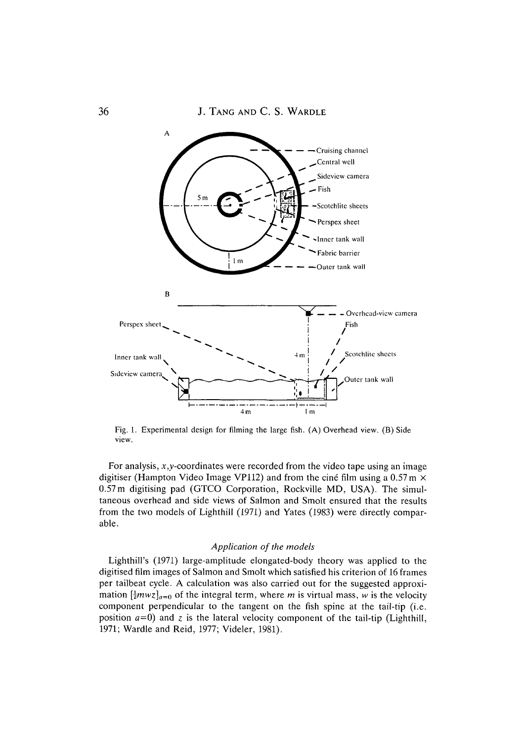Fig. 1. Experimental design for filming the large fish. (A) Overhead view. (B) Side view.

For analysis, $x,y$-coordinates were recorded from the video tape using an image digitiser (Hampton Video Image VP112) and from the ciné film using a $0.57\,\text{m} \times 0.57\,\text{m}$ digitising pad (GTCO Corporation, Rockville MD, USA). The simultaneous overhead and side views of Salmon and Smolt ensured that the results from the two models of Lighthill (1971) and Yates (1983) were directly comparable.

### *Application of the models*

Lighthill's (1971) large-amplitude elongated-body theory was applied to the digitised film images of Salmon and Smolt which satisfied his criterion of 16 frames per tailbeat cycle. A calculation was also carried out for the suggested approximation $[\frac{1}{2}mwz]_{a=0}$ of the integral term, where $m$ is virtual mass, $w$ is the velocity component perpendicular to the tangent on the fish spine at the tail-tip (i.e. position $a=0$) and $z$ is the lateral velocity component of the tail-tip (Lighthill, 1971; Wardle and Reid, 1977; Videler, 1981).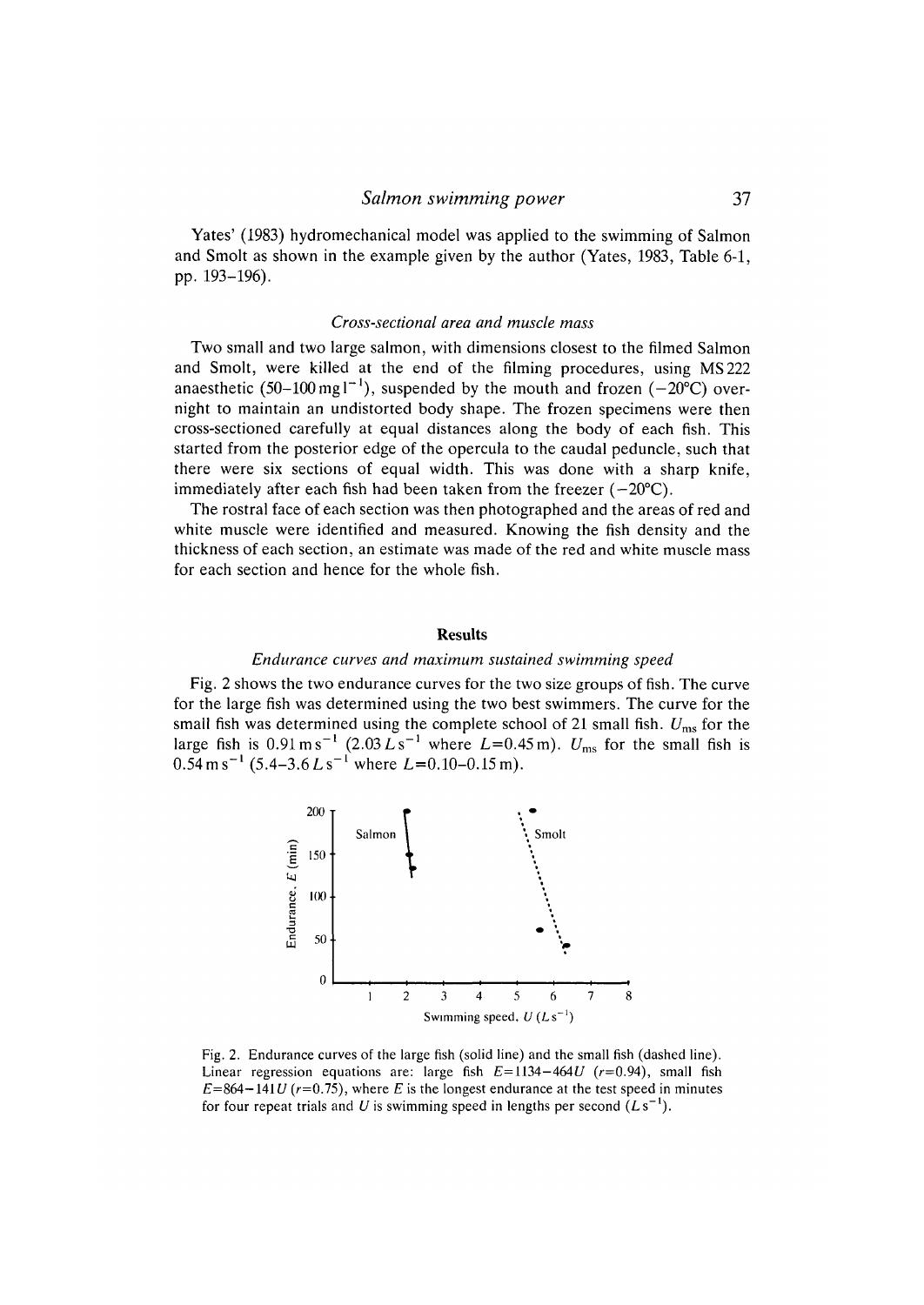Yates' (1983) hydromechanical model was applied to the swimming of Salmon and Smolt as shown in the example given by the author (Yates, 1983, Table 6-1, pp. 193–196).

### *Cross-sectional area and muscle mass*

Two small and two large salmon, with dimensions closest to the filmed Salmon and Smolt, were killed at the end of the filming procedures, using MS 222 anaesthetic (50–100 mg l$^{-1}$), suspended by the mouth and frozen (−20°C) overnight to maintain an undistorted body shape. The frozen specimens were then cross-sectioned carefully at equal distances along the body of each fish. This started from the posterior edge of the opercula to the caudal peduncle, such that there were six sections of equal width. This was done with a sharp knife, immediately after each fish had been taken from the freezer (−20°C).

The rostral face of each section was then photographed and the areas of red and white muscle were identified and measured. Knowing the fish density and the thickness of each section, an estimate was made of the red and white muscle mass for each section and hence for the whole fish.

## Results

### *Endurance curves and maximum sustained swimming speed*

Fig. 2 shows the two endurance curves for the two size groups of fish. The curve for the large fish was determined using the two best swimmers. The curve for the small fish was determined using the complete school of 21 small fish. $U_{ms}$ for the large fish is 0.91 m s$^{-1}$ (2.03 $L$ s$^{-1}$ where $L$=0.45 m). $U_{ms}$ for the small fish is 0.54 m s$^{-1}$ (5.4–3.6 $L$ s$^{-1}$ where $L$=0.10–0.15 m).

Fig. 2. Endurance curves of the large fish (solid line) and the small fish (dashed line). Linear regression equations are: large fish $E$=1134−464$U$ ($r$=0.94), small fish $E$=864−141$U$ ($r$=0.75), where $E$ is the longest endurance at the test speed in minutes for four repeat trials and $U$ is swimming speed in lengths per second ($L$ s$^{-1}$).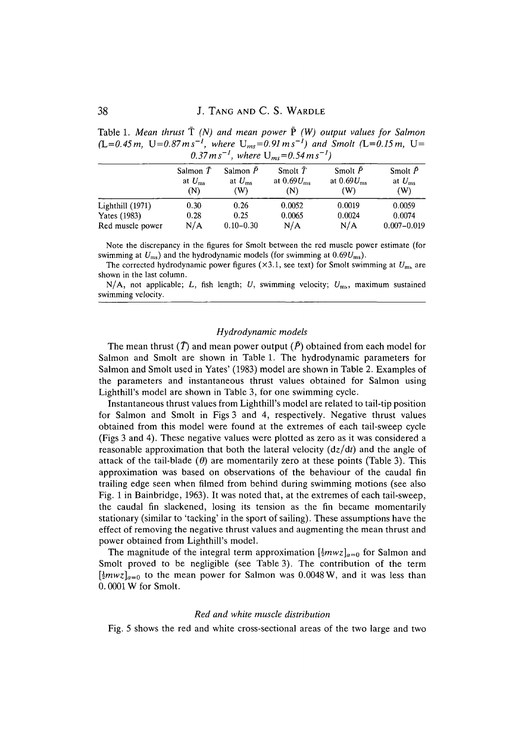Table 1. *Mean thrust* $\bar{T}$ *(N) and mean power* $\bar{P}$ *(W) output values for Salmon (L=0.45 m, U=0.87 m s*$^{-1}$*, where* $U_{ms}$*=0.91 m s*$^{-1}$*) and Smolt (L=0.15 m, U= 0.37 m s*$^{-1}$*, where* $U_{ms}$*=0.54 m s*$^{-1}$*)*

| | Salmon $\bar{T}$ at $U_{ms}$ (N) | Salmon $\bar{P}$ at $U_{ms}$ (W) | Smolt $\bar{T}$ at $0.69U_{ms}$ (N) | Smolt $\bar{P}$ at $0.69U_{ms}$ (W) | Smolt $\bar{P}$ at $U_{ms}$ (W) |
|---|---|---|---|---|---|
| Lighthill (1971) | 0.30 | 0.26 | 0.0052 | 0.0019 | 0.0059 |
| Yates (1983) | 0.28 | 0.25 | 0.0065 | 0.0024 | 0.0074 |
| Red muscle power | N/A | 0.10–0.30 | N/A | N/A | 0.007–0.019 |

Note the discrepancy in the figures for Smolt between the red muscle power estimate (for swimming at $U_{ms}$) and the hydrodynamic models (for swimming at $0.69U_{ms}$).

The corrected hydrodynamic power figures (×3.1, see text) for Smolt swimming at $U_{ms}$ are shown in the last column.

N/A, not applicable; *L*, fish length; *U*, swimming velocity; $U_{ms}$, maximum sustained swimming velocity.

### *Hydrodynamic models*

The mean thrust ($\bar{T}$) and mean power output ($\bar{P}$) obtained from each model for Salmon and Smolt are shown in Table 1. The hydrodynamic parameters for Salmon and Smolt used in Yates' (1983) model are shown in Table 2. Examples of the parameters and instantaneous thrust values obtained for Salmon using Lighthill's model are shown in Table 3, for one swimming cycle.

Instantaneous thrust values from Lighthill's model are related to tail-tip position for Salmon and Smolt in Figs 3 and 4, respectively. Negative thrust values obtained from this model were found at the extremes of each tail-sweep cycle (Figs 3 and 4). These negative values were plotted as zero as it was considered a reasonable approximation that both the lateral velocity ($dz/dt$) and the angle of attack of the tail-blade ($\theta$) are momentarily zero at these points (Table 3). This approximation was based on observations of the behaviour of the caudal fin trailing edge seen when filmed from behind during swimming motions (see also Fig. 1 in Bainbridge, 1963). It was noted that, at the extremes of each tail-sweep, the caudal fin slackened, losing its tension as the fin became momentarily stationary (similar to 'tacking' in the sport of sailing). These assumptions have the effect of removing the negative thrust values and augmenting the mean thrust and power obtained from Lighthill's model.

The magnitude of the integral term approximation $[\frac{1}{2}mwz]_{a=0}$ for Salmon and Smolt proved to be negligible (see Table 3). The contribution of the term $[\frac{1}{2}mwz]_{a=0}$ to the mean power for Salmon was 0.0048 W, and it was less than 0.0001 W for Smolt.

### *Red and white muscle distribution*

Fig. 5 shows the red and white cross-sectional areas of the two large and two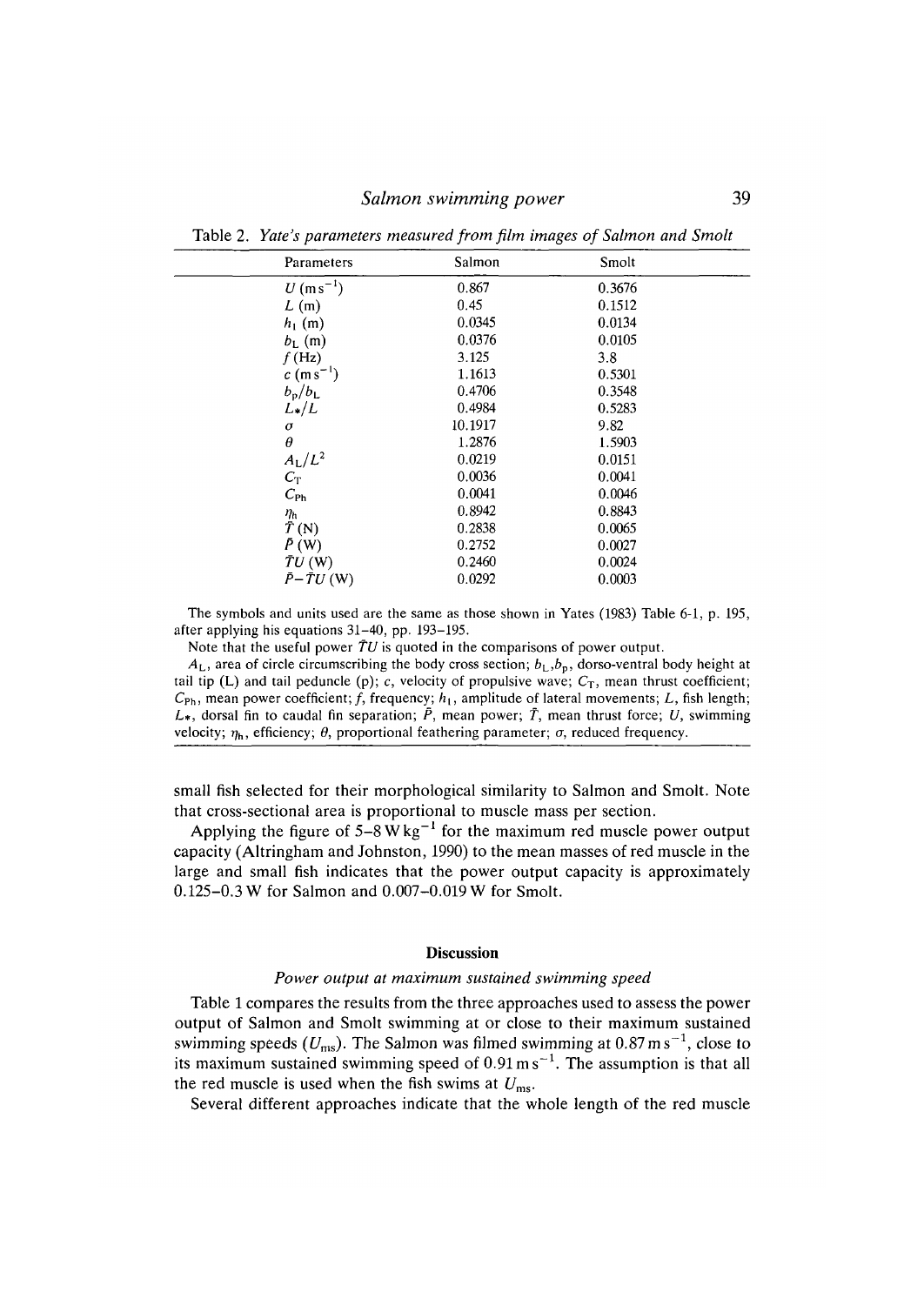Table 2. *Yate's parameters measured from film images of Salmon and Smolt*

| Parameters | Salmon | Smolt |
|---|---|---|
| $U$ (m s$^{-1}$) | 0.867 | 0.3676 |
| $L$ (m) | 0.45 | 0.1512 |
| $h_1$ (m) | 0.0345 | 0.0134 |
| $b_L$ (m) | 0.0376 | 0.0105 |
| $f$ (Hz) | 3.125 | 3.8 |
| $c$ (m s$^{-1}$) | 1.1613 | 0.5301 |
| $b_p/b_L$ | 0.4706 | 0.3548 |
| $L_*/L$ | 0.4984 | 0.5283 |
| $\sigma$ | 10.1917 | 9.82 |
| $\theta$ | 1.2876 | 1.5903 |
| $A_L/L^2$ | 0.0219 | 0.0151 |
| $C_T$ | 0.0036 | 0.0041 |
| $C_{Ph}$ | 0.0041 | 0.0046 |
| $\eta_h$ | 0.8942 | 0.8843 |
| $\bar{T}$ (N) | 0.2838 | 0.0065 |
| $\bar{P}$ (W) | 0.2752 | 0.0027 |
| $\bar{T}U$ (W) | 0.2460 | 0.0024 |
| $\bar{P}-\bar{T}U$ (W) | 0.0292 | 0.0003 |

The symbols and units used are the same as those shown in Yates (1983) Table 6-1, p. 195, after applying his equations 31–40, pp. 193–195.

Note that the useful power $\bar{T}U$ is quoted in the comparisons of power output.

$A_L$, area of circle circumscribing the body cross section; $b_L$,$b_p$, dorso-ventral body height at tail tip (L) and tail peduncle (p); $c$, velocity of propulsive wave; $C_T$, mean thrust coefficient; $C_{Ph}$, mean power coefficient; $f$, frequency; $h_1$, amplitude of lateral movements; $L$, fish length; $L_*$, dorsal fin to caudal fin separation; $\bar{P}$, mean power; $\bar{T}$, mean thrust force; $U$, swimming velocity; $\eta_h$, efficiency; $\theta$, proportional feathering parameter; $\sigma$, reduced frequency.

small fish selected for their morphological similarity to Salmon and Smolt. Note that cross-sectional area is proportional to muscle mass per section.

Applying the figure of 5–8 W kg$^{-1}$ for the maximum red muscle power output capacity (Altringham and Johnston, 1990) to the mean masses of red muscle in the large and small fish indicates that the power output capacity is approximately 0.125–0.3 W for Salmon and 0.007–0.019 W for Smolt.

## Discussion

### *Power output at maximum sustained swimming speed*

Table 1 compares the results from the three approaches used to assess the power output of Salmon and Smolt swimming at or close to their maximum sustained swimming speeds ($U_{ms}$). The Salmon was filmed swimming at 0.87 m s$^{-1}$, close to its maximum sustained swimming speed of 0.91 m s$^{-1}$. The assumption is that all the red muscle is used when the fish swims at $U_{ms}$.

Several different approaches indicate that the whole length of the red muscle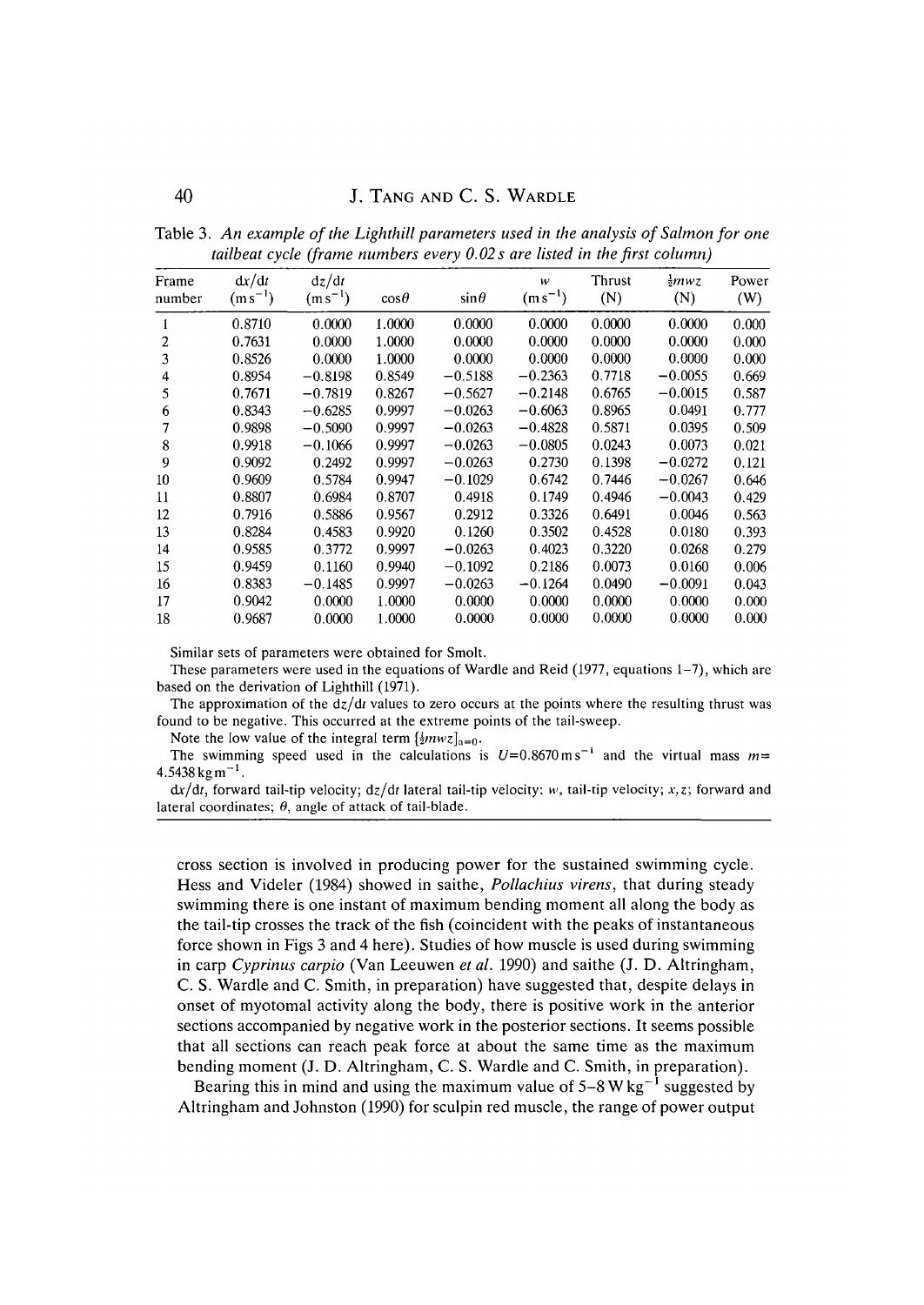Table 3. *An example of the Lighthill parameters used in the analysis of Salmon for one tailbeat cycle (frame numbers every 0.02 s are listed in the first column)*

| Frame number | $dx/dt$ ($m s^{-1}$) | $dz/dt$ ($m s^{-1}$) | $\cos\theta$ | $\sin\theta$ | $w$ ($m s^{-1}$) | Thrust (N) | $\frac{1}{2}mwz$ (N) | Power (W) |
|---|---|---|---|---|---|---|---|---|
| 1 | 0.8710 | 0.0000 | 1.0000 | 0.0000 | 0.0000 | 0.0000 | 0.0000 | 0.000 |
| 2 | 0.7631 | 0.0000 | 1.0000 | 0.0000 | 0.0000 | 0.0000 | 0.0000 | 0.000 |
| 3 | 0.8526 | 0.0000 | 1.0000 | 0.0000 | 0.0000 | 0.0000 | 0.0000 | 0.000 |
| 4 | 0.8954 | −0.8198 | 0.8549 | −0.5188 | −0.2363 | 0.7718 | −0.0055 | 0.669 |
| 5 | 0.7671 | −0.7819 | 0.8267 | −0.5627 | −0.2148 | 0.6765 | −0.0015 | 0.587 |
| 6 | 0.8343 | −0.6285 | 0.9997 | −0.0263 | −0.6063 | 0.8965 | 0.0491 | 0.777 |
| 7 | 0.9898 | −0.5090 | 0.9997 | −0.0263 | −0.4828 | 0.5871 | 0.0395 | 0.509 |
| 8 | 0.9918 | −0.1066 | 0.9997 | −0.0263 | −0.0805 | 0.0243 | 0.0073 | 0.021 |
| 9 | 0.9092 | 0.2492 | 0.9997 | −0.0263 | 0.2730 | 0.1398 | −0.0272 | 0.121 |
| 10 | 0.9609 | 0.5784 | 0.9947 | −0.1029 | 0.6742 | 0.7446 | −0.0267 | 0.646 |
| 11 | 0.8807 | 0.6984 | 0.8707 | 0.4918 | 0.1749 | 0.4946 | −0.0043 | 0.429 |
| 12 | 0.7916 | 0.5886 | 0.9567 | 0.2912 | 0.3326 | 0.6491 | 0.0046 | 0.563 |
| 13 | 0.8284 | 0.4583 | 0.9920 | 0.1260 | 0.3502 | 0.4528 | 0.0180 | 0.393 |
| 14 | 0.9585 | 0.3772 | 0.9997 | −0.0263 | 0.4023 | 0.3220 | 0.0268 | 0.279 |
| 15 | 0.9459 | 0.1160 | 0.9940 | −0.1092 | 0.2186 | 0.0073 | 0.0160 | 0.006 |
| 16 | 0.8383 | −0.1485 | 0.9997 | −0.0263 | −0.1264 | 0.0490 | −0.0091 | 0.043 |
| 17 | 0.9042 | 0.0000 | 1.0000 | 0.0000 | 0.0000 | 0.0000 | 0.0000 | 0.000 |
| 18 | 0.9687 | 0.0000 | 1.0000 | 0.0000 | 0.0000 | 0.0000 | 0.0000 | 0.000 |

Similar sets of parameters were obtained for Smolt.

These parameters were used in the equations of Wardle and Reid (1977, equations 1–7), which are based on the derivation of Lighthill (1971).

The approximation of the $dz/dt$ values to zero occurs at the points where the resulting thrust was found to be negative. This occurred at the extreme points of the tail-sweep.

Note the low value of the integral term $[\frac{1}{2}mwz]_{a=0}$.

The swimming speed used in the calculations is $U$=0.8670 m s$^{-1}$ and the virtual mass $m$= 4.5438 kg m$^{-1}$.

$dx/dt$, forward tail-tip velocity; $dz/dt$ lateral tail-tip velocity; $w$, tail-tip velocity; $x,z$; forward and lateral coordinates; $\theta$, angle of attack of tail-blade.

cross section is involved in producing power for the sustained swimming cycle. Hess and Videler (1984) showed in saithe, *Pollachius virens*, that during steady swimming there is one instant of maximum bending moment all along the body as the tail-tip crosses the track of the fish (coincident with the peaks of instantaneous force shown in Figs 3 and 4 here). Studies of how muscle is used during swimming in carp *Cyprinus carpio* (Van Leeuwen *et al.* 1990) and saithe (J. D. Altringham, C. S. Wardle and C. Smith, in preparation) have suggested that, despite delays in onset of myotomal activity along the body, there is positive work in the anterior sections accompanied by negative work in the posterior sections. It seems possible that all sections can reach peak force at about the same time as the maximum bending moment (J. D. Altringham, C. S. Wardle and C. Smith, in preparation).

Bearing this in mind and using the maximum value of 5–8 W kg$^{-1}$ suggested by Altringham and Johnston (1990) for sculpin red muscle, the range of power output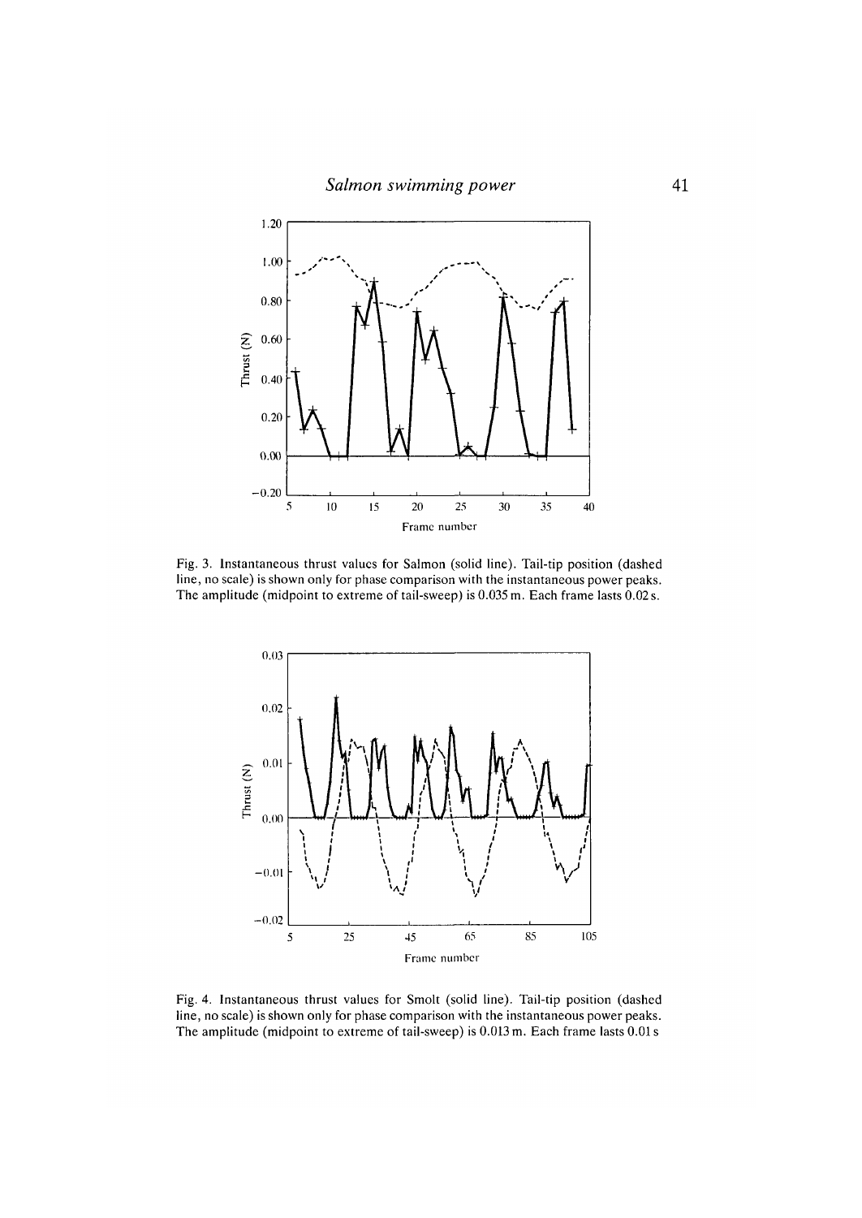Fig. 3. Instantaneous thrust values for Salmon (solid line). Tail-tip position (dashed line, no scale) is shown only for phase comparison with the instantaneous power peaks. The amplitude (midpoint to extreme of tail-sweep) is 0.035 m. Each frame lasts 0.02 s.

Fig. 4. Instantaneous thrust values for Smolt (solid line). Tail-tip position (dashed line, no scale) is shown only for phase comparison with the instantaneous power peaks. The amplitude (midpoint to extreme of tail-sweep) is 0.013 m. Each frame lasts 0.01 s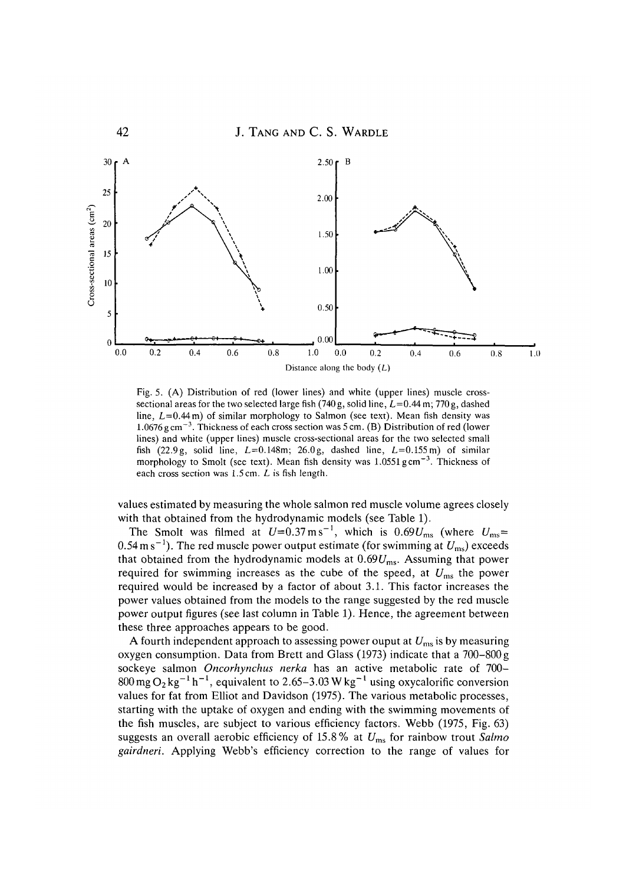Fig. 5. (A) Distribution of red (lower lines) and white (upper lines) muscle cross-sectional areas for the two selected large fish (740 g, solid line, $L$=0.44 m; 770 g, dashed line, $L$=0.44 m) of similar morphology to Salmon (see text). Mean fish density was 1.0676 g cm$^{-3}$. Thickness of each cross section was 5 cm. (B) Distribution of red (lower lines) and white (upper lines) muscle cross-sectional areas for the two selected small fish (22.9 g, solid line, $L$=0.148 m; 26.0 g, dashed line, $L$=0.155 m) of similar morphology to Smolt (see text). Mean fish density was 1.0551 g cm$^{-3}$. Thickness of each cross section was 1.5 cm. $L$ is fish length.

values estimated by measuring the whole salmon red muscle volume agrees closely with that obtained from the hydrodynamic models (see Table 1).

The Smolt was filmed at $U$=0.37 m s$^{-1}$, which is 0.69$U_{ms}$ (where $U_{ms}$= 0.54 m s$^{-1}$). The red muscle power output estimate (for swimming at $U_{ms}$) exceeds that obtained from the hydrodynamic models at 0.69$U_{ms}$. Assuming that power required for swimming increases as the cube of the speed, at $U_{ms}$ the power required would be increased by a factor of about 3.1. This factor increases the power values obtained from the models to the range suggested by the red muscle power output figures (see last column in Table 1). Hence, the agreement between these three approaches appears to be good.

A fourth independent approach to assessing power ouput at $U_{ms}$ is by measuring oxygen consumption. Data from Brett and Glass (1973) indicate that a 700–800 g sockeye salmon *Oncorhynchus nerka* has an active metabolic rate of 700–800 mg $O_2$ kg$^{-1}$ h$^{-1}$, equivalent to 2.65–3.03 W kg$^{-1}$ using oxycalorific conversion values for fat from Elliot and Davidson (1975). The various metabolic processes, starting with the uptake of oxygen and ending with the swimming movements of the fish muscles, are subject to various efficiency factors. Webb (1975, Fig. 63) suggests an overall aerobic efficiency of 15.8 % at $U_{ms}$ for rainbow trout *Salmo gairdneri*. Applying Webb's efficiency correction to the range of values for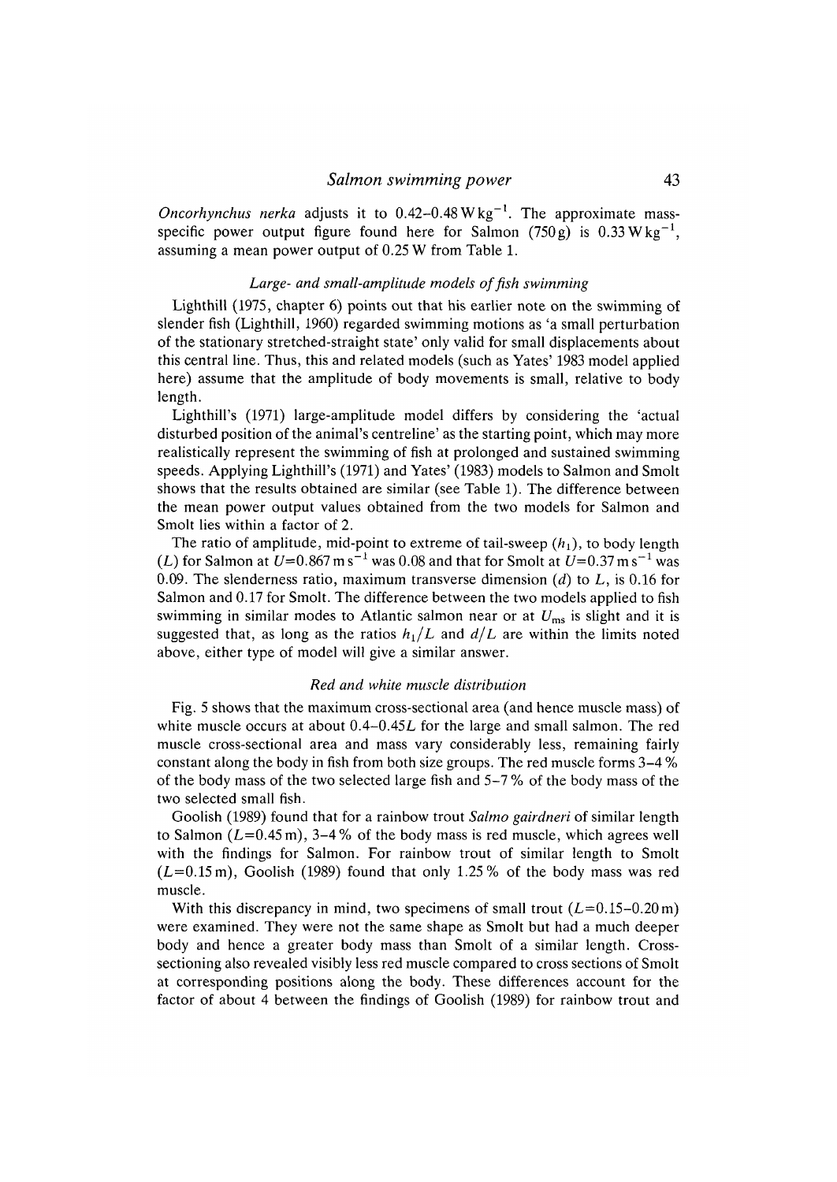*Oncorhynchus nerka* adjusts it to 0.42–0.48 W $kg^{-1}$. The approximate mass-specific power output figure found here for Salmon (750 g) is 0.33 W $kg^{-1}$, assuming a mean power output of 0.25 W from Table 1.

### *Large- and small-amplitude models of fish swimming*

Lighthill (1975, chapter 6) points out that his earlier note on the swimming of slender fish (Lighthill, 1960) regarded swimming motions as 'a small perturbation of the stationary stretched-straight state' only valid for small displacements about this central line. Thus, this and related models (such as Yates' 1983 model applied here) assume that the amplitude of body movements is small, relative to body length.

Lighthill's (1971) large-amplitude model differs by considering the 'actual disturbed position of the animal's centreline' as the starting point, which may more realistically represent the swimming of fish at prolonged and sustained swimming speeds. Applying Lighthill's (1971) and Yates' (1983) models to Salmon and Smolt shows that the results obtained are similar (see Table 1). The difference between the mean power output values obtained from the two models for Salmon and Smolt lies within a factor of 2.

The ratio of amplitude, mid-point to extreme of tail-sweep ($h_1$), to body length ($L$) for Salmon at $U$=0.867 m $s^{-1}$ was 0.08 and that for Smolt at $U$=0.37 m $s^{-1}$ was 0.09. The slenderness ratio, maximum transverse dimension ($d$) to $L$, is 0.16 for Salmon and 0.17 for Smolt. The difference between the two models applied to fish swimming in similar modes to Atlantic salmon near or at $U_{ms}$ is slight and it is suggested that, as long as the ratios $h_1/L$ and $d/L$ are within the limits noted above, either type of model will give a similar answer.

### *Red and white muscle distribution*

Fig. 5 shows that the maximum cross-sectional area (and hence muscle mass) of white muscle occurs at about 0.4–0.45$L$ for the large and small salmon. The red muscle cross-sectional area and mass vary considerably less, remaining fairly constant along the body in fish from both size groups. The red muscle forms 3–4 % of the body mass of the two selected large fish and 5–7 % of the body mass of the two selected small fish.

Goolish (1989) found that for a rainbow trout *Salmo gairdneri* of similar length to Salmon ($L$=0.45 m), 3–4 % of the body mass is red muscle, which agrees well with the findings for Salmon. For rainbow trout of similar length to Smolt ($L$=0.15 m), Goolish (1989) found that only 1.25 % of the body mass was red muscle.

With this discrepancy in mind, two specimens of small trout ($L$=0.15–0.20 m) were examined. They were not the same shape as Smolt but had a much deeper body and hence a greater body mass than Smolt of a similar length. Cross-sectioning also revealed visibly less red muscle compared to cross sections of Smolt at corresponding positions along the body. These differences account for the factor of about 4 between the findings of Goolish (1989) for rainbow trout and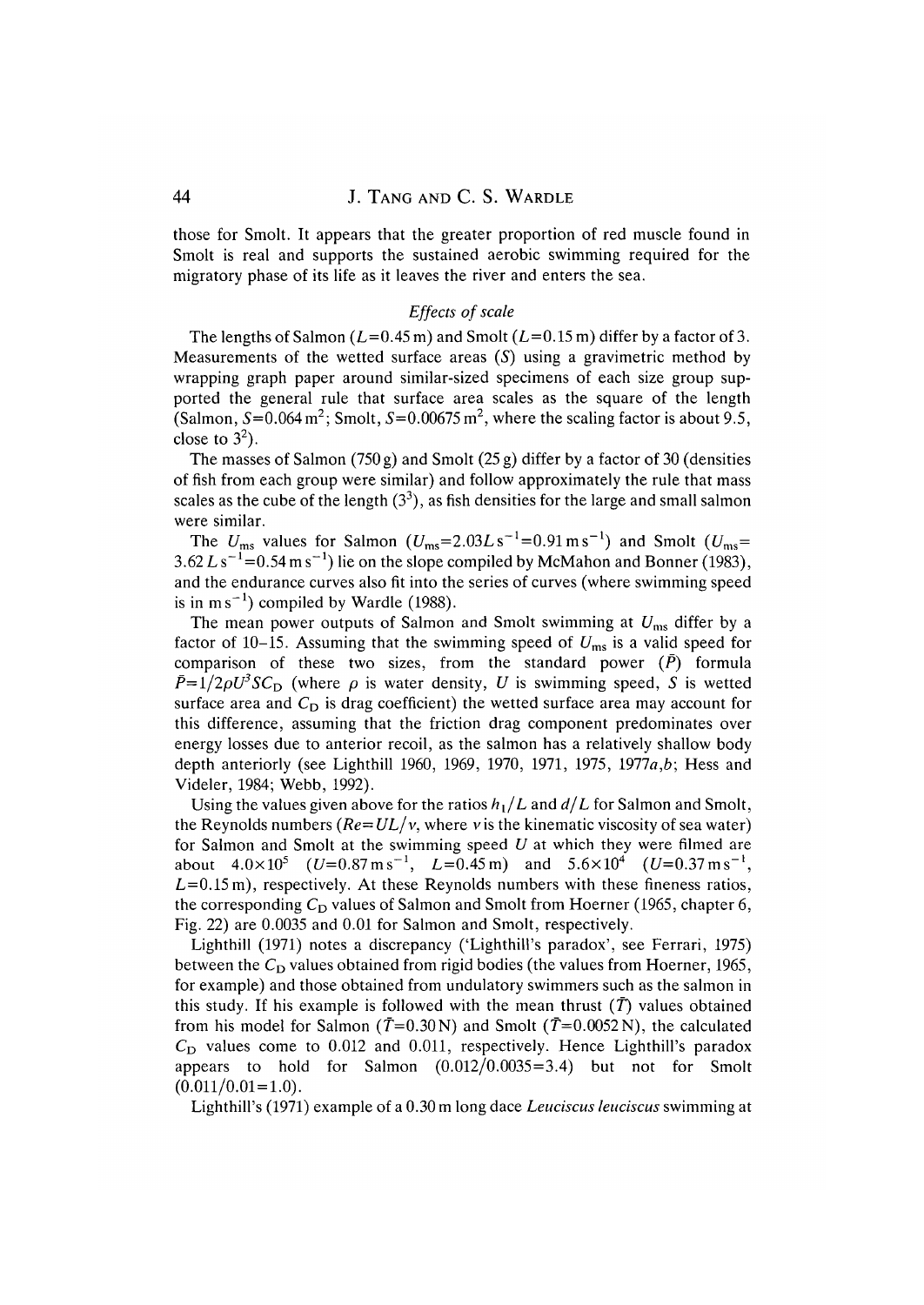those for Smolt. It appears that the greater proportion of red muscle found in Smolt is real and supports the sustained aerobic swimming required for the migratory phase of its life as it leaves the river and enters the sea.

### *Effects of scale*

The lengths of Salmon ($L$=0.45 m) and Smolt ($L$=0.15 m) differ by a factor of 3. Measurements of the wetted surface areas ($S$) using a gravimetric method by wrapping graph paper around similar-sized specimens of each size group supported the general rule that surface area scales as the square of the length (Salmon, $S$=0.064 m$^2$; Smolt, $S$=0.00675 m$^2$, where the scaling factor is about 9.5, close to $3^2$).

The masses of Salmon (750 g) and Smolt (25 g) differ by a factor of 30 (densities of fish from each group were similar) and follow approximately the rule that mass scales as the cube of the length ($3^3$), as fish densities for the large and small salmon were similar.

The $U_{ms}$ values for Salmon ($U_{ms}$=2.03$L$ s$^{-1}$=0.91 m s$^{-1}$) and Smolt ($U_{ms}$= 3.62 $L$ s$^{-1}$=0.54 m s$^{-1}$) lie on the slope compiled by McMahon and Bonner (1983), and the endurance curves also fit into the series of curves (where swimming speed is in m s$^{-1}$) compiled by Wardle (1988).

The mean power outputs of Salmon and Smolt swimming at $U_{ms}$ differ by a factor of 10–15. Assuming that the swimming speed of $U_{ms}$ is a valid speed for comparison of these two sizes, from the standard power ($\bar{P}$) formula $\bar{P}=1/2\rho U^3 S C_D$ (where $\rho$ is water density, $U$ is swimming speed, $S$ is wetted surface area and $C_D$ is drag coefficient) the wetted surface area may account for this difference, assuming that the friction drag component predominates over energy losses due to anterior recoil, as the salmon has a relatively shallow body depth anteriorly (see Lighthill 1960, 1969, 1970, 1971, 1975, 1977*a*,*b*; Hess and Videler, 1984; Webb, 1992).

Using the values given above for the ratios $h_1/L$ and $d/L$ for Salmon and Smolt, the Reynolds numbers ($Re=UL/v$, where $v$ is the kinematic viscosity of sea water) for Salmon and Smolt at the swimming speed $U$ at which they were filmed are about $4.0\times10^5$ ($U$=0.87 m s$^{-1}$, $L$=0.45 m) and $5.6\times10^4$ ($U$=0.37 m s$^{-1}$, $L$=0.15 m), respectively. At these Reynolds numbers with these fineness ratios, the corresponding $C_D$ values of Salmon and Smolt from Hoerner (1965, chapter 6, Fig. 22) are 0.0035 and 0.01 for Salmon and Smolt, respectively.

Lighthill (1971) notes a discrepancy ('Lighthill's paradox', see Ferrari, 1975) between the $C_D$ values obtained from rigid bodies (the values from Hoerner, 1965, for example) and those obtained from undulatory swimmers such as the salmon in this study. If his example is followed with the mean thrust ($\bar{T}$) values obtained from his model for Salmon ($\bar{T}$=0.30 N) and Smolt ($\bar{T}$=0.0052 N), the calculated $C_D$ values come to 0.012 and 0.011, respectively. Hence Lighthill's paradox appears to hold for Salmon (0.012/0.0035=3.4) but not for Smolt (0.011/0.01=1.0).

Lighthill's (1971) example of a 0.30 m long dace *Leuciscus leuciscus* swimming at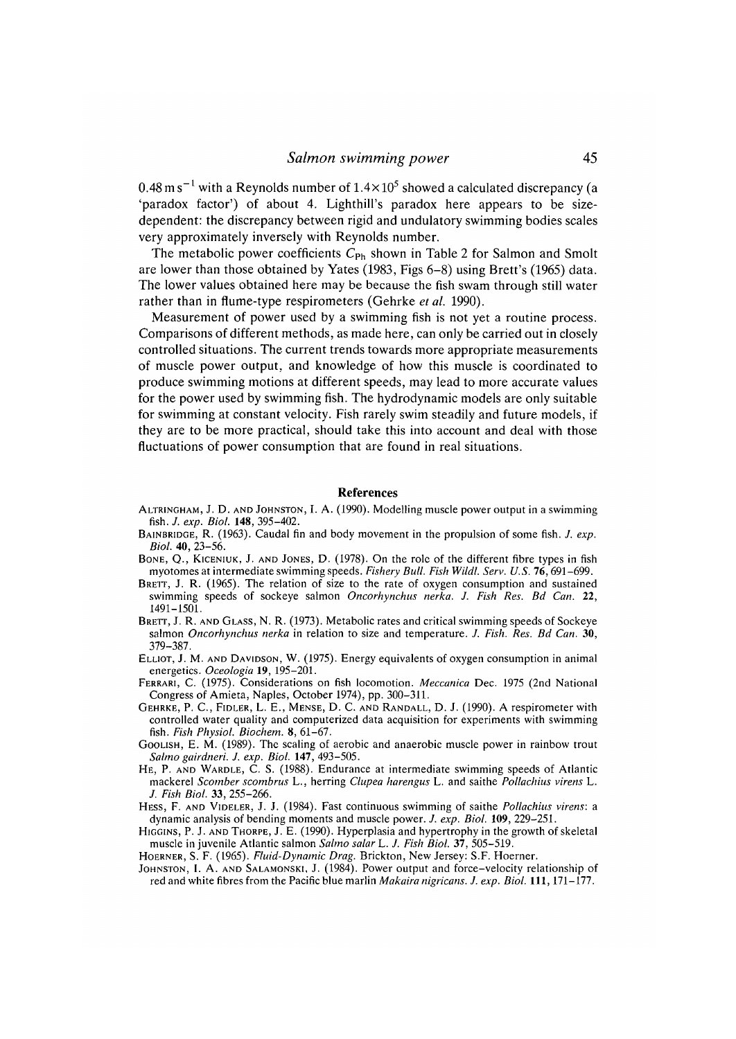$0.48\,m\,s^{-1}$ with a Reynolds number of $1.4 \times 10^5$ showed a calculated discrepancy (a 'paradox factor') of about 4. Lighthill's paradox here appears to be size-dependent: the discrepancy between rigid and undulatory swimming bodies scales very approximately inversely with Reynolds number.

The metabolic power coefficients $C_{Ph}$ shown in Table 2 for Salmon and Smolt are lower than those obtained by Yates (1983, Figs 6–8) using Brett's (1965) data. The lower values obtained here may be because the fish swam through still water rather than in flume-type respirometers (Gehrke *et al.* 1990).

Measurement of power used by a swimming fish is not yet a routine process. Comparisons of different methods, as made here, can only be carried out in closely controlled situations. The current trends towards more appropriate measurements of muscle power output, and knowledge of how this muscle is coordinated to produce swimming motions at different speeds, may lead to more accurate values for the power used by swimming fish. The hydrodynamic models are only suitable for swimming at constant velocity. Fish rarely swim steadily and future models, if they are to be more practical, should take this into account and deal with those fluctuations of power consumption that are found in real situations.

## References

Altringham, J. D. and Johnston, I. A. (1990). Modelling muscle power output in a swimming fish. *J. exp. Biol.* **148**, 395–402.

Bainbridge, R. (1963). Caudal fin and body movement in the propulsion of some fish. *J. exp. Biol.* **40**, 23–56.

Bone, Q., Kiceniuk, J. and Jones, D. (1978). On the role of the different fibre types in fish myotomes at intermediate swimming speeds. *Fishery Bull. Fish Wildl. Serv. U.S.* **76**, 691–699.

Brett, J. R. (1965). The relation of size to the rate of oxygen consumption and sustained swimming speeds of sockeye salmon *Oncorhynchus nerka*. *J. Fish Res. Bd Can.* **22**, 1491–1501.

Brett, J. R. and Glass, N. R. (1973). Metabolic rates and critical swimming speeds of Sockeye salmon *Oncorhynchus nerka* in relation to size and temperature. *J. Fish. Res. Bd Can.* **30**, 379–387.

Elliot, J. M. and Davidson, W. (1975). Energy equivalents of oxygen consumption in animal energetics. *Oceologia* **19**, 195–201.

Ferrari, C. (1975). Considerations on fish locomotion. *Meccanica* Dec. 1975 (2nd National Congress of Amieta, Naples, October 1974), pp. 300–311.

Gehrke, P. C., Fidler, L. E., Mense, D. C. and Randall, D. J. (1990). A respirometer with controlled water quality and computerized data acquisition for experiments with swimming fish. *Fish Physiol. Biochem.* **8**, 61–67.

Goolish, E. M. (1989). The scaling of aerobic and anaerobic muscle power in rainbow trout *Salmo gairdneri*. *J. exp. Biol.* **147**, 493–505.

He, P. and Wardle, C. S. (1988). Endurance at intermediate swimming speeds of Atlantic mackerel *Scomber scombrus* L., herring *Clupea harengus* L. and saithe *Pollachius virens* L. *J. Fish Biol.* **33**, 255–266.

Hess, F. and Videler, J. J. (1984). Fast continuous swimming of saithe *Pollachius virens*: a dynamic analysis of bending moments and muscle power. *J. exp. Biol.* **109**, 229–251.

Higgins, P. J. and Thorpe, J. E. (1990). Hyperplasia and hypertrophy in the growth of skeletal muscle in juvenile Atlantic salmon *Salmo salar* L. *J. Fish Biol.* **37**, 505–519.

Hoerner, S. F. (1965). *Fluid-Dynamic Drag.* Brickton, New Jersey: S.F. Hoerner.

Johnston, I. A. and Salamonski, J. (1984). Power output and force–velocity relationship of red and white fibres from the Pacific blue marlin *Makaira nigricans*. *J. exp. Biol.* **111**, 171–177.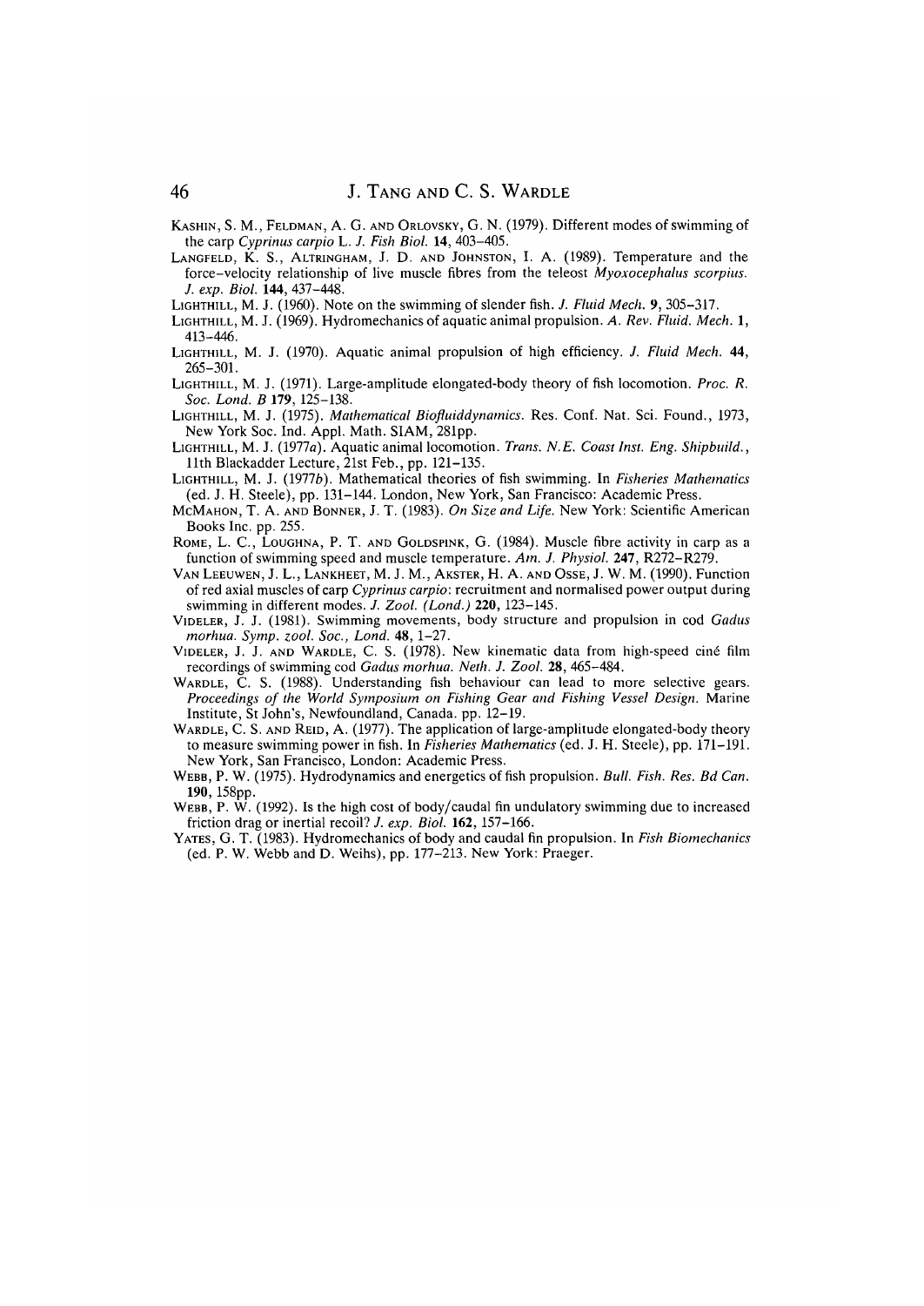Kashin, S. M., Feldman, A. G. and Orlovsky, G. N. (1979). Different modes of swimming of the carp *Cyprinus carpio* L. *J. Fish Biol.* **14**, 403–405.

Langfeld, K. S., Altringham, J. D. and Johnston, I. A. (1989). Temperature and the force–velocity relationship of live muscle fibres from the teleost *Myoxocephalus scorpius*. *J. exp. Biol.* **144**, 437–448.

Lighthill, M. J. (1960). Note on the swimming of slender fish. *J. Fluid Mech.* **9**, 305–317.

Lighthill, M. J. (1969). Hydromechanics of aquatic animal propulsion. *A. Rev. Fluid. Mech.* **1**, 413–446.

Lighthill, M. J. (1970). Aquatic animal propulsion of high efficiency. *J. Fluid Mech.* **44**, 265–301.

Lighthill, M. J. (1971). Large-amplitude elongated-body theory of fish locomotion. *Proc. R. Soc. Lond. B* **179**, 125–138.

Lighthill, M. J. (1975). *Mathematical Biofluiddynamics*. Res. Conf. Nat. Sci. Found., 1973, New York Soc. Ind. Appl. Math. SIAM, 281pp.

Lighthill, M. J. (1977*a*). Aquatic animal locomotion. *Trans. N.E. Coast Inst. Eng. Shipbuild.*, 11th Blackadder Lecture, 21st Feb., pp. 121–135.

Lighthill, M. J. (1977*b*). Mathematical theories of fish swimming. In *Fisheries Mathematics* (ed. J. H. Steele), pp. 131–144. London, New York, San Francisco: Academic Press.

McMahon, T. A. and Bonner, J. T. (1983). *On Size and Life*. New York: Scientific American Books Inc. pp. 255.

Rome, L. C., Loughna, P. T. and Goldspink, G. (1984). Muscle fibre activity in carp as a function of swimming speed and muscle temperature. *Am. J. Physiol.* **247**, R272–R279.

Van Leeuwen, J. L., Lankheet, M. J. M., Akster, H. A. and Osse, J. W. M. (1990). Function of red axial muscles of carp *Cyprinus carpio*: recruitment and normalised power output during swimming in different modes. *J. Zool. (Lond.)* **220**, 123–145.

Videler, J. J. (1981). Swimming movements, body structure and propulsion in cod *Gadus morhua*. *Symp. zool. Soc., Lond.* **48**, 1–27.

Videler, J. J. and Wardle, C. S. (1978). New kinematic data from high-speed ciné film recordings of swimming cod *Gadus morhua*. *Neth. J. Zool.* **28**, 465–484.

Wardle, C. S. (1988). Understanding fish behaviour can lead to more selective gears. *Proceedings of the World Symposium on Fishing Gear and Fishing Vessel Design*. Marine Institute, St John's, Newfoundland, Canada. pp. 12–19.

Wardle, C. S. and Reid, A. (1977). The application of large-amplitude elongated-body theory to measure swimming power in fish. In *Fisheries Mathematics* (ed. J. H. Steele), pp. 171–191. New York, San Francisco, London: Academic Press.

Webb, P. W. (1975). Hydrodynamics and energetics of fish propulsion. *Bull. Fish. Res. Bd Can.* **190**, 158pp.

Webb, P. W. (1992). Is the high cost of body/caudal fin undulatory swimming due to increased friction drag or inertial recoil? *J. exp. Biol.* **162**, 157–166.

Yates, G. T. (1983). Hydromechanics of body and caudal fin propulsion. In *Fish Biomechanics* (ed. P. W. Webb and D. Weihs), pp. 177–213. New York: Praeger.